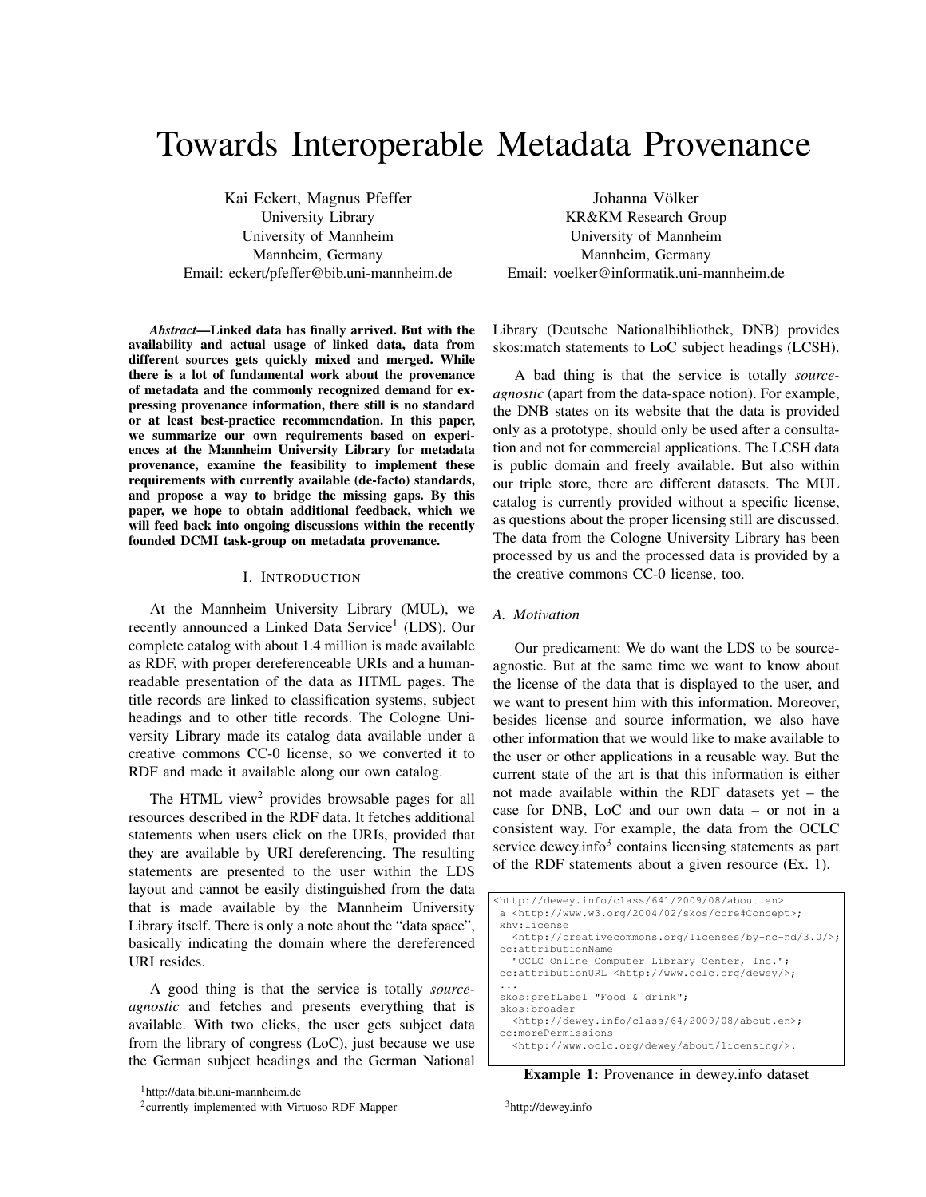# Towards Interoperable Metadata Provenance

Kai Eckert, Magnus Pfeffer
University Library
University of Mannheim
Mannheim, Germany
Email: eckert/pfeffer@bib.uni-mannheim.de

Johanna Völker
KR&KM Research Group
University of Mannheim
Mannheim, Germany
Email: voelker@informatik.uni-mannheim.de

***Abstract*—Linked data has finally arrived. But with the availability and actual usage of linked data, data from different sources gets quickly mixed and merged. While there is a lot of fundamental work about the provenance of metadata and the commonly recognized demand for expressing provenance information, there still is no standard or at least best-practice recommendation. In this paper, we summarize our own requirements based on experiences at the Mannheim University Library for metadata provenance, examine the feasibility to implement these requirements with currently available (de-facto) standards, and propose a way to bridge the missing gaps. By this paper, we hope to obtain additional feedback, which we will feed back into ongoing discussions within the recently founded DCMI task-group on metadata provenance.**

## I. Introduction

At the Mannheim University Library (MUL), we recently announced a Linked Data Service[1] (LDS). Our complete catalog with about 1.4 million is made available as RDF, with proper dereferenceable URIs and a human-readable presentation of the data as HTML pages. The title records are linked to classification systems, subject headings and to other title records. The Cologne University Library made its catalog data available under a creative commons CC-0 license, so we converted it to RDF and made it available along our own catalog.

The HTML view[2] provides browsable pages for all resources described in the RDF data. It fetches additional statements when users click on the URIs, provided that they are available by URI dereferencing. The resulting statements are presented to the user within the LDS layout and cannot be easily distinguished from the data that is made available by the Mannheim University Library itself. There is only a note about the "data space", basically indicating the domain where the dereferenced URI resides.

A good thing is that the service is totally *source-agnostic* and fetches and presents everything that is available. With two clicks, the user gets subject data from the library of congress (LoC), just because we use the German subject headings and the German National Library (Deutsche Nationalbibliothek, DNB) provides skos:match statements to LoC subject headings (LCSH).

A bad thing is that the service is totally *source-agnostic* (apart from the data-space notion). For example, the DNB states on its website that the data is provided only as a prototype, should only be used after a consultation and not for commercial applications. The LCSH data is public domain and freely available. But also within our triple store, there are different datasets. The MUL catalog is currently provided without a specific license, as questions about the proper licensing still are discussed. The data from the Cologne University Library has been processed by us and the processed data is provided by a the creative commons CC-0 license, too.

### A. Motivation

Our predicament: We do want the LDS to be source-agnostic. But at the same time we want to know about the license of the data that is displayed to the user, and we want to present him with this information. Moreover, besides license and source information, we also have other information that we would like to make available to the user or other applications in a reusable way. But the current state of the art is that this information is either not made available within the RDF datasets yet – the case for DNB, LoC and our own data – or not in a consistent way. For example, the data from the OCLC service dewey.info[3] contains licensing statements as part of the RDF statements about a given resource (Ex. 1).

```
<http://dewey.info/class/641/2009/08/about.en>
 a <http://www.w3.org/2004/02/skos/core#Concept>;
 xhv:license
   <http://creativecommons.org/licenses/by-nc-nd/3.0/>;
 cc:attributionName
   "OCLC Online Computer Library Center, Inc.";
 cc:attributionURL <http://www.oclc.org/dewey/>;
 ...
 skos:prefLabel "Food & drink";
 skos:broader
   <http://dewey.info/class/64/2009/08/about.en>;
 cc:morePermissions
   <http://www.oclc.org/dewey/about/licensing/>.
```

**Example 1:** Provenance in dewey.info dataset

[1] http://data.bib.uni-mannheim.de

[2] currently implemented with Virtuoso RDF-Mapper

[3] http://dewey.info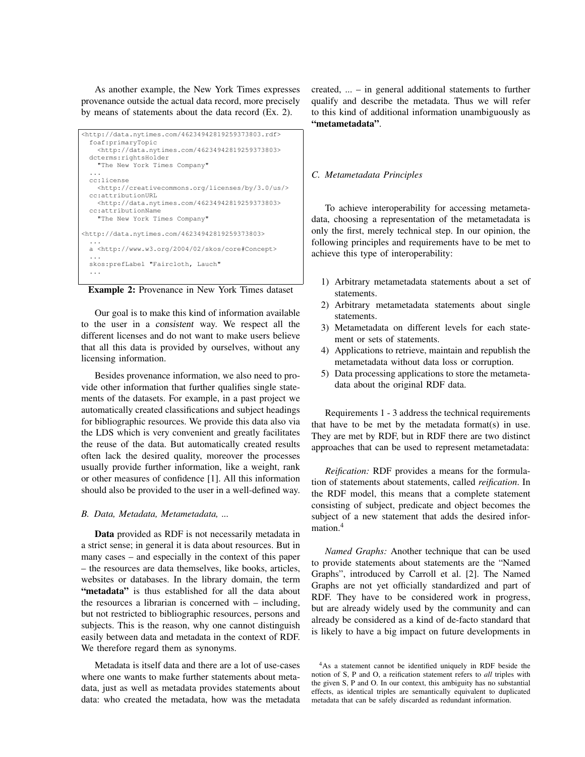As another example, the New York Times expresses provenance outside the actual data record, more precisely by means of statements about the data record (Ex. 2).

```
<http://data.nytimes.com/46234942819259373803.rdf>
  foaf:primaryTopic
    <http://data.nytimes.com/46234942819259373803>
  dcterms:rightsHolder
    "The New York Times Company"
  ...
  cc:license
    <http://creativecommons.org/licenses/by/3.0/us/>
  cc:attributionURL
    <http://data.nytimes.com/46234942819259373803>
  cc:attributionName
    "The New York Times Company"

<http://data.nytimes.com/46234942819259373803>
  ...
  a <http://www.w3.org/2004/02/skos/core#Concept>
  ...
  skos:prefLabel "Faircloth, Lauch"
  ...
```

**Example 2:** Provenance in New York Times dataset

Our goal is to make this kind of information available to the user in a consistent way. We respect all the different licenses and do not want to make users believe that all this data is provided by ourselves, without any licensing information.

Besides provenance information, we also need to provide other information that further qualifies single statements of the datasets. For example, in a past project we automatically created classifications and subject headings for bibliographic resources. We provide this data also via the LDS which is very convenient and greatly facilitates the reuse of the data. But automatically created results often lack the desired quality, moreover the processes usually provide further information, like a weight, rank or other measures of confidence [1]. All this information should also be provided to the user in a well-defined way.

### *B. Data, Metadata, Metametadata, ...*

**Data** provided as RDF is not necessarily metadata in a strict sense; in general it is data about resources. But in many cases – and especially in the context of this paper – the resources are data themselves, like books, articles, websites or databases. In the library domain, the term **"metadata"** is thus established for all the data about the resources a librarian is concerned with – including, but not restricted to bibliographic resources, persons and subjects. This is the reason, why one cannot distinguish easily between data and metadata in the context of RDF. We therefore regard them as synonyms.

Metadata is itself data and there are a lot of use-cases where one wants to make further statements about metadata, just as well as metadata provides statements about data: who created the metadata, how was the metadata created, ... – in general additional statements to further qualify and describe the metadata. Thus we will refer to this kind of additional information unambiguously as **"metametadata"**.

### *C. Metametadata Principles*

To achieve interoperability for accessing metametadata, choosing a representation of the metametadata is only the first, merely technical step. In our opinion, the following principles and requirements have to be met to achieve this type of interoperability:

1) Arbitrary metametadata statements about a set of statements.
2) Arbitrary metametadata statements about single statements.
3) Metametadata on different levels for each statement or sets of statements.
4) Applications to retrieve, maintain and republish the metametadata without data loss or corruption.
5) Data processing applications to store the metametadata about the original RDF data.

Requirements 1 - 3 address the technical requirements that have to be met by the metadata format(s) in use. They are met by RDF, but in RDF there are two distinct approaches that can be used to represent metametadata:

*Reification:* RDF provides a means for the formulation of statements about statements, called *reification*. In the RDF model, this means that a complete statement consisting of subject, predicate and object becomes the subject of a new statement that adds the desired information.[4]

*Named Graphs:* Another technique that can be used to provide statements about statements are the "Named Graphs", introduced by Carroll et al. [2]. The Named Graphs are not yet officially standardized and part of RDF. They have to be considered work in progress, but are already widely used by the community and can already be considered as a kind of de-facto standard that is likely to have a big impact on future developments in

[4] As a statement cannot be identified uniquely in RDF beside the notion of S, P and O, a reification statement refers to *all* triples with the given S, P and O. In our context, this ambiguity has no substantial effects, as identical triples are semantically equivalent to duplicated metadata that can be safely discarded as redundant information.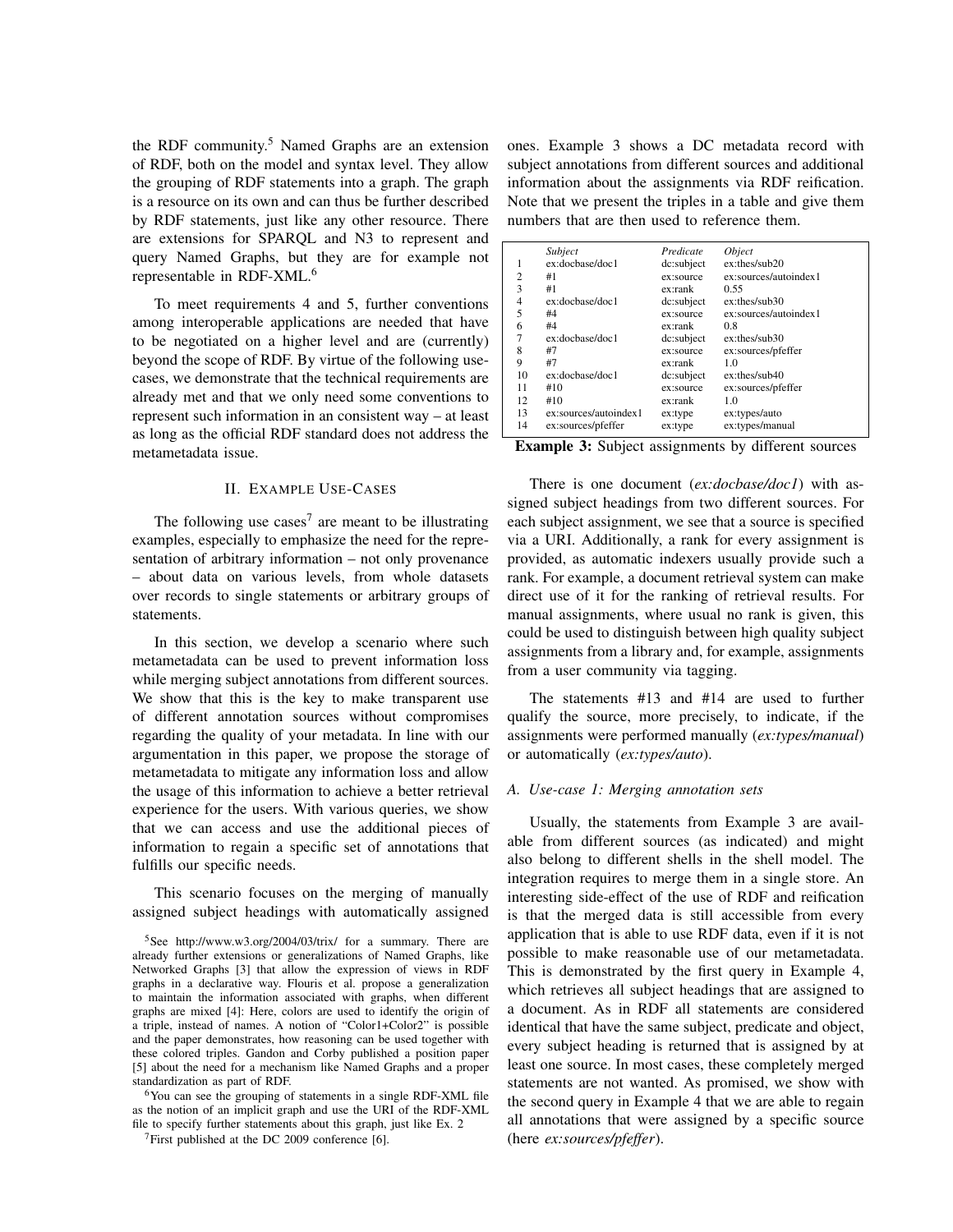the RDF community.[5] Named Graphs are an extension of RDF, both on the model and syntax level. They allow the grouping of RDF statements into a graph. The graph is a resource on its own and can thus be further described by RDF statements, just like any other resource. There are extensions for SPARQL and N3 to represent and query Named Graphs, but they are for example not representable in RDF-XML.[6]

To meet requirements 4 and 5, further conventions among interoperable applications are needed that have to be negotiated on a higher level and are (currently) beyond the scope of RDF. By virtue of the following use-cases, we demonstrate that the technical requirements are already met and that we only need some conventions to represent such information in an consistent way – at least as long as the official RDF standard does not address the metametadata issue.

## II. Example Use-Cases

The following use cases[7] are meant to be illustrating examples, especially to emphasize the need for the representation of arbitrary information – not only provenance – about data on various levels, from whole datasets over records to single statements or arbitrary groups of statements.

In this section, we develop a scenario where such metametadata can be used to prevent information loss while merging subject annotations from different sources. We show that this is the key to make transparent use of different annotation sources without compromises regarding the quality of your metadata. In line with our argumentation in this paper, we propose the storage of metametadata to mitigate any information loss and allow the usage of this information to achieve a better retrieval experience for the users. With various queries, we show that we can access and use the additional pieces of information to regain a specific set of annotations that fulfills our specific needs.

This scenario focuses on the merging of manually assigned subject headings with automatically assigned ones. Example 3 shows a DC metadata record with subject annotations from different sources and additional information about the assignments via RDF reification. Note that we present the triples in a table and give them numbers that are then used to reference them.

| | *Subject* | *Predicate* | *Object* |
|---|---|---|---|
| 1 | ex:docbase/doc1 | dc:subject | ex:thes/sub20 |
| 2 | #1 | ex:source | ex:sources/autoindex1 |
| 3 | #1 | ex:rank | 0.55 |
| 4 | ex:docbase/doc1 | dc:subject | ex:thes/sub30 |
| 5 | #4 | ex:source | ex:sources/autoindex1 |
| 6 | #4 | ex:rank | 0.8 |
| 7 | ex:docbase/doc1 | dc:subject | ex:thes/sub30 |
| 8 | #7 | ex:source | ex:sources/pfeffer |
| 9 | #7 | ex:rank | 1.0 |
| 10 | ex:docbase/doc1 | dc:subject | ex:thes/sub40 |
| 11 | #10 | ex:source | ex:sources/pfeffer |
| 12 | #10 | ex:rank | 1.0 |
| 13 | ex:sources/autoindex1 | ex:type | ex:types/auto |
| 14 | ex:sources/pfeffer | ex:type | ex:types/manual |

**Example 3:** Subject assignments by different sources

There is one document (*ex:docbase/doc1*) with assigned subject headings from two different sources. For each subject assignment, we see that a source is specified via a URI. Additionally, a rank for every assignment is provided, as automatic indexers usually provide such a rank. For example, a document retrieval system can make direct use of it for the ranking of retrieval results. For manual assignments, where usual no rank is given, this could be used to distinguish between high quality subject assignments from a library and, for example, assignments from a user community via tagging.

The statements #13 and #14 are used to further qualify the source, more precisely, to indicate, if the assignments were performed manually (*ex:types/manual*) or automatically (*ex:types/auto*).

### A. Use-case 1: Merging annotation sets

Usually, the statements from Example 3 are available from different sources (as indicated) and might also belong to different shells in the shell model. The integration requires to merge them in a single store. An interesting side-effect of the use of RDF and reification is that the merged data is still accessible from every application that is able to use RDF data, even if it is not possible to make reasonable use of our metametadata. This is demonstrated by the first query in Example 4, which retrieves all subject headings that are assigned to a document. As in RDF all statements are considered identical that have the same subject, predicate and object, every subject heading is returned that is assigned by at least one source. In most cases, these completely merged statements are not wanted. As promised, we show with the second query in Example 4 that we are able to regain all annotations that were assigned by a specific source (here *ex:sources/pfeffer*).

[5] See http://www.w3.org/2004/03/trix/ for a summary. There are already further extensions or generalizations of Named Graphs, like Networked Graphs [3] that allow the expression of views in RDF graphs in a declarative way. Flouris et al. propose a generalization to maintain the information associated with graphs, when different graphs are mixed [4]: Here, colors are used to identify the origin of a triple, instead of names. A notion of "Color1+Color2" is possible and the paper demonstrates, how reasoning can be used together with these colored triples. Gandon and Corby published a position paper [5] about the need for a mechanism like Named Graphs and a proper standardization as part of RDF.

[6] You can see the grouping of statements in a single RDF-XML file as the notion of an implicit graph and use the URI of the RDF-XML file to specify further statements about this graph, just like Ex. 2

[7] First published at the DC 2009 conference [6].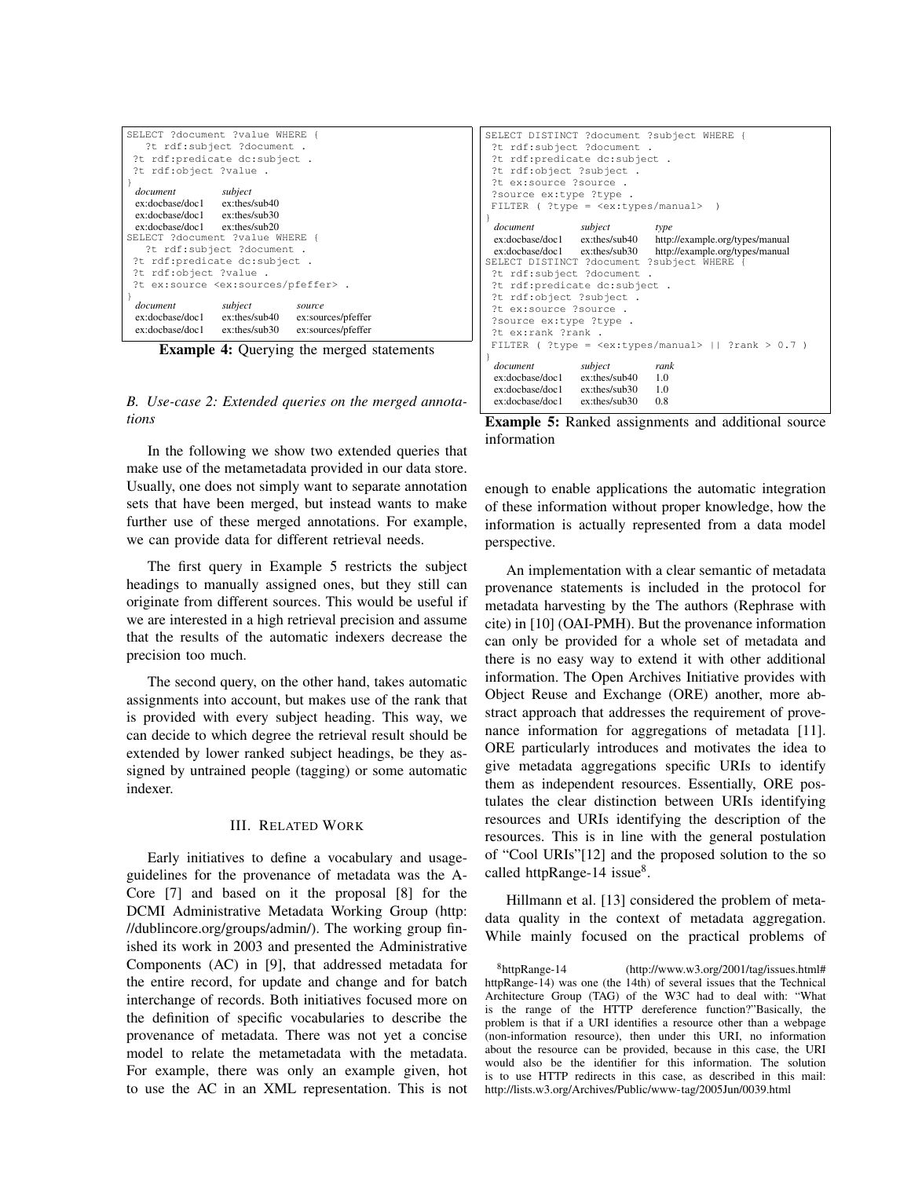```
SELECT ?document ?value WHERE {
   ?t rdf:subject ?document .
 ?t rdf:predicate dc:subject .
 ?t rdf:object ?value .
}
```

| document | subject |
|---|---|
| ex:docbase/doc1 | ex:thes/sub40 |
| ex:docbase/doc1 | ex:thes/sub30 |
| ex:docbase/doc1 | ex:thes/sub20 |

```
SELECT ?document ?value WHERE {
   ?t rdf:subject ?document .
 ?t rdf:predicate dc:subject .
 ?t rdf:object ?value .
 ?t ex:source <ex:sources/pfeffer> .
}
```

| document | subject | source |
|---|---|---|
| ex:docbase/doc1 | ex:thes/sub40 | ex:sources/pfeffer |
| ex:docbase/doc1 | ex:thes/sub30 | ex:sources/pfeffer |

**Example 4:** Querying the merged statements

### *B. Use-case 2: Extended queries on the merged annotations*

In the following we show two extended queries that make use of the metametadata provided in our data store. Usually, one does not simply want to separate annotation sets that have been merged, but instead wants to make further use of these merged annotations. For example, we can provide data for different retrieval needs.

The first query in Example 5 restricts the subject headings to manually assigned ones, but they still can originate from different sources. This would be useful if we are interested in a high retrieval precision and assume that the results of the automatic indexers decrease the precision too much.

The second query, on the other hand, takes automatic assignments into account, but makes use of the rank that is provided with every subject heading. This way, we can decide to which degree the retrieval result should be extended by lower ranked subject headings, be they assigned by untrained people (tagging) or some automatic indexer.

```
SELECT DISTINCT ?document ?subject WHERE {
 ?t rdf:subject ?document .
 ?t rdf:predicate dc:subject .
 ?t rdf:object ?subject .
 ?t ex:source ?source .
 ?source ex:type ?type .
 FILTER ( ?type = <ex:types/manual>  )
}
```

| document | subject | type |
|---|---|---|
| ex:docbase/doc1 | ex:thes/sub40 | http://example.org/types/manual |
| ex:docbase/doc1 | ex:thes/sub30 | http://example.org/types/manual |

```
SELECT DISTINCT ?document ?subject WHERE {
 ?t rdf:subject ?document .
 ?t rdf:predicate dc:subject .
 ?t rdf:object ?subject .
 ?t ex:source ?source .
 ?source ex:type ?type .
 ?t ex:rank ?rank .
 FILTER ( ?type = <ex:types/manual> || ?rank > 0.7 )
}
```

| document | subject | rank |
|---|---|---|
| ex:docbase/doc1 | ex:thes/sub40 | 1.0 |
| ex:docbase/doc1 | ex:thes/sub30 | 1.0 |
| ex:docbase/doc1 | ex:thes/sub30 | 0.8 |

**Example 5:** Ranked assignments and additional source information

## III. Related Work

Early initiatives to define a vocabulary and usage-guidelines for the provenance of metadata was the A-Core [7] and based on it the proposal [8] for the DCMI Administrative Metadata Working Group (http://dublincore.org/groups/admin/). The working group finished its work in 2003 and presented the Administrative Components (AC) in [9], that addressed metadata for the entire record, for update and change and for batch interchange of records. Both initiatives focused more on the definition of specific vocabularies to describe the provenance of metadata. There was not yet a concise model to relate the metametadata with the metadata. For example, there was only an example given, hot to use the AC in an XML representation. This is not enough to enable applications the automatic integration of these information without proper knowledge, how the information is actually represented from a data model perspective.

An implementation with a clear semantic of metadata provenance statements is included in the protocol for metadata harvesting by the The authors (Rephrase with cite) in [10] (OAI-PMH). But the provenance information can only be provided for a whole set of metadata and there is no easy way to extend it with other additional information. The Open Archives Initiative provides with Object Reuse and Exchange (ORE) another, more abstract approach that addresses the requirement of provenance information for aggregations of metadata [11]. ORE particularly introduces and motivates the idea to give metadata aggregations specific URIs to identify them as independent resources. Essentially, ORE postulates the clear distinction between URIs identifying resources and URIs identifying the description of the resources. This is in line with the general postulation of "Cool URIs"[12] and the proposed solution to the so called httpRange-14 issue[8].

Hillmann et al. [13] considered the problem of metadata quality in the context of metadata aggregation. While mainly focused on the practical problems of

[8]httpRange-14 (http://www.w3.org/2001/tag/issues.html#httpRange-14) was one (the 14th) of several issues that the Technical Architecture Group (TAG) of the W3C had to deal with: "What is the range of the HTTP dereference function?"Basically, the problem is that if a URI identifies a resource other than a webpage (non-information resource), then under this URI, no information about the resource can be provided, because in this case, the URI would also be the identifier for this information. The solution is to use HTTP redirects in this case, as described in this mail: http://lists.w3.org/Archives/Public/www-tag/2005Jun/0039.html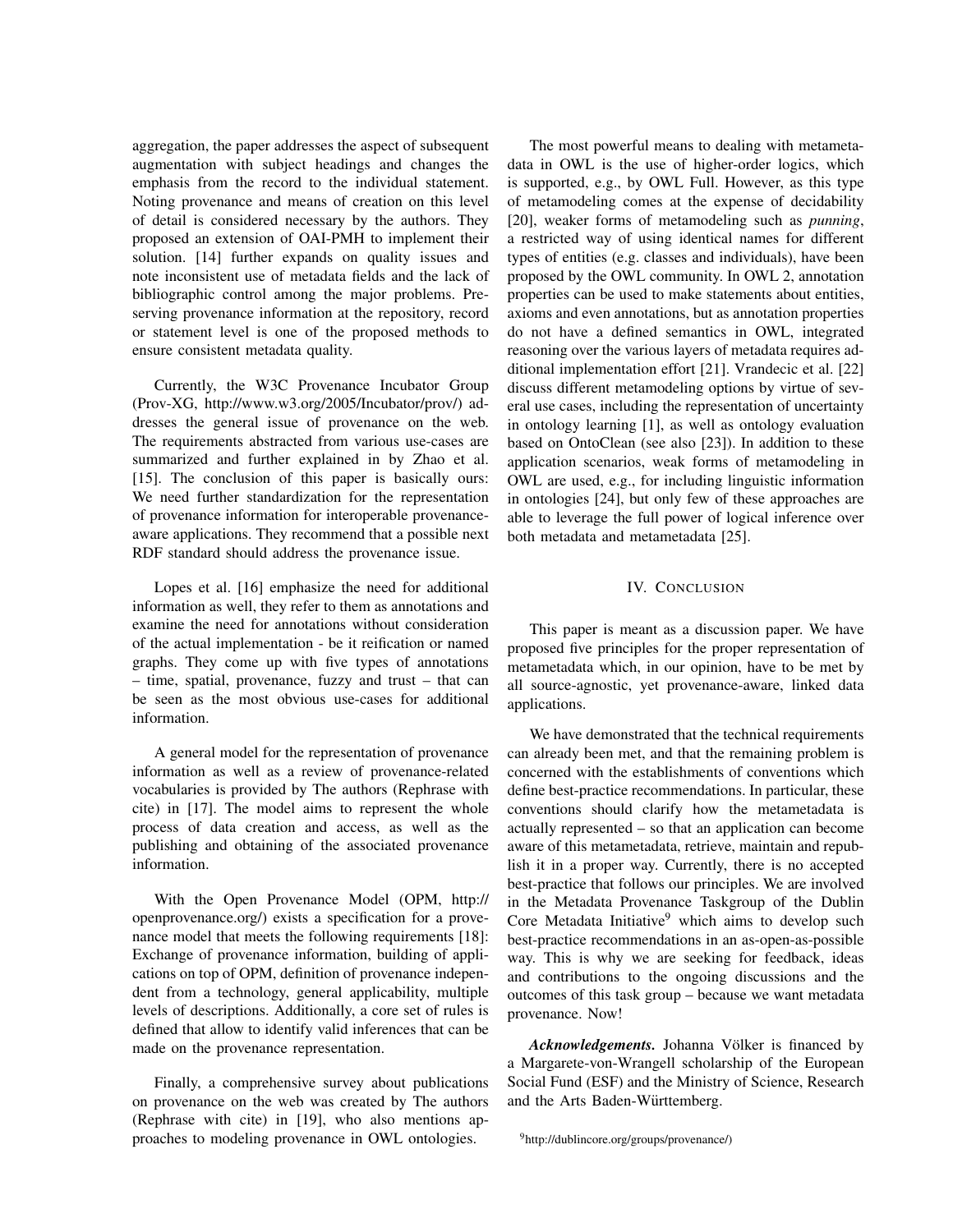aggregation, the paper addresses the aspect of subsequent augmentation with subject headings and changes the emphasis from the record to the individual statement. Noting provenance and means of creation on this level of detail is considered necessary by the authors. They proposed an extension of OAI-PMH to implement their solution. [14] further expands on quality issues and note inconsistent use of metadata fields and the lack of bibliographic control among the major problems. Preserving provenance information at the repository, record or statement level is one of the proposed methods to ensure consistent metadata quality.

Currently, the W3C Provenance Incubator Group (Prov-XG, http://www.w3.org/2005/Incubator/prov/) addresses the general issue of provenance on the web. The requirements abstracted from various use-cases are summarized and further explained in by Zhao et al. [15]. The conclusion of this paper is basically ours: We need further standardization for the representation of provenance information for interoperable provenance-aware applications. They recommend that a possible next RDF standard should address the provenance issue.

Lopes et al. [16] emphasize the need for additional information as well, they refer to them as annotations and examine the need for annotations without consideration of the actual implementation - be it reification or named graphs. They come up with five types of annotations – time, spatial, provenance, fuzzy and trust – that can be seen as the most obvious use-cases for additional information.

A general model for the representation of provenance information as well as a review of provenance-related vocabularies is provided by The authors (Rephrase with cite) in [17]. The model aims to represent the whole process of data creation and access, as well as the publishing and obtaining of the associated provenance information.

With the Open Provenance Model (OPM, http://openprovenance.org/) exists a specification for a provenance model that meets the following requirements [18]: Exchange of provenance information, building of applications on top of OPM, definition of provenance independent from a technology, general applicability, multiple levels of descriptions. Additionally, a core set of rules is defined that allow to identify valid inferences that can be made on the provenance representation.

Finally, a comprehensive survey about publications on provenance on the web was created by The authors (Rephrase with cite) in [19], who also mentions approaches to modeling provenance in OWL ontologies.

The most powerful means to dealing with metametadata in OWL is the use of higher-order logics, which is supported, e.g., by OWL Full. However, as this type of metamodeling comes at the expense of decidability [20], weaker forms of metamodeling such as *punning*, a restricted way of using identical names for different types of entities (e.g. classes and individuals), have been proposed by the OWL community. In OWL 2, annotation properties can be used to make statements about entities, axioms and even annotations, but as annotation properties do not have a defined semantics in OWL, integrated reasoning over the various layers of metadata requires additional implementation effort [21]. Vrandecic et al. [22] discuss different metamodeling options by virtue of several use cases, including the representation of uncertainty in ontology learning [1], as well as ontology evaluation based on OntoClean (see also [23]). In addition to these application scenarios, weak forms of metamodeling in OWL are used, e.g., for including linguistic information in ontologies [24], but only few of these approaches are able to leverage the full power of logical inference over both metadata and metametadata [25].

## IV. Conclusion

This paper is meant as a discussion paper. We have proposed five principles for the proper representation of metametadata which, in our opinion, have to be met by all source-agnostic, yet provenance-aware, linked data applications.

We have demonstrated that the technical requirements can already been met, and that the remaining problem is concerned with the establishments of conventions which define best-practice recommendations. In particular, these conventions should clarify how the metametadata is actually represented – so that an application can become aware of this metametadata, retrieve, maintain and republish it in a proper way. Currently, there is no accepted best-practice that follows our principles. We are involved in the Metadata Provenance Taskgroup of the Dublin Core Metadata Initiative[9] which aims to develop such best-practice recommendations in an as-open-as-possible way. This is why we are seeking for feedback, ideas and contributions to the ongoing discussions and the outcomes of this task group – because we want metadata provenance. Now!

***Acknowledgements.*** Johanna Völker is financed by a Margarete-von-Wrangell scholarship of the European Social Fund (ESF) and the Ministry of Science, Research and the Arts Baden-Württemberg.

[9] http://dublincore.org/groups/provenance/)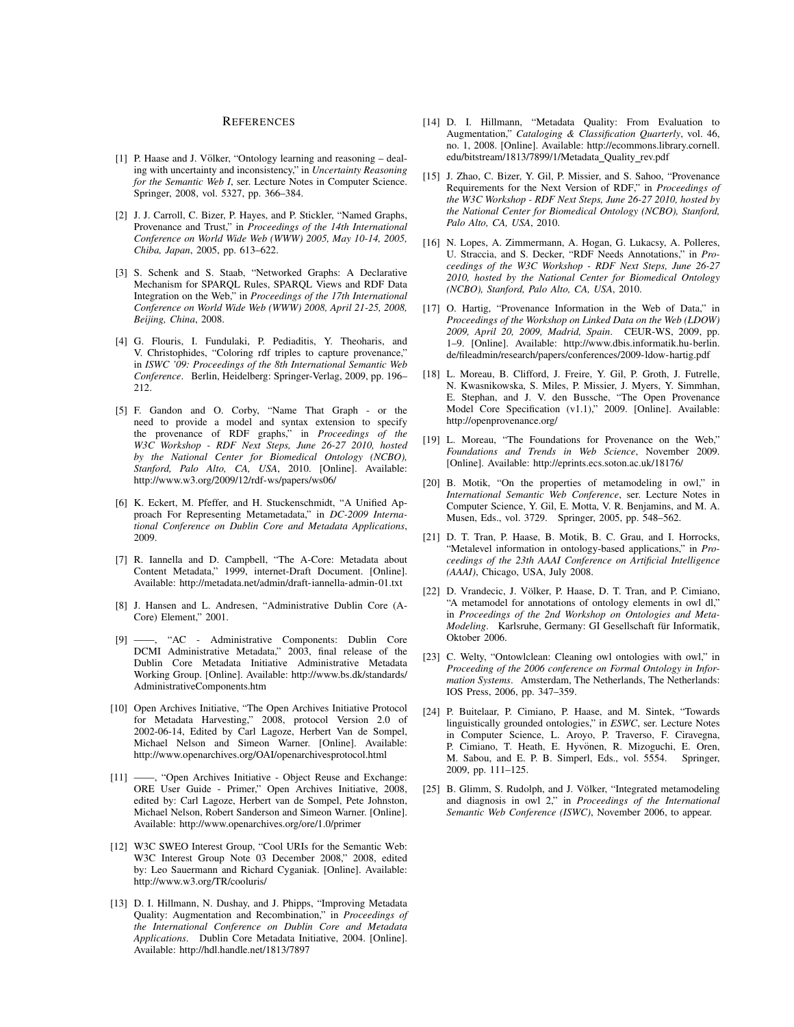# References

[1] P. Haase and J. Völker, "Ontology learning and reasoning – dealing with uncertainty and inconsistency," in *Uncertainty Reasoning for the Semantic Web I*, ser. Lecture Notes in Computer Science. Springer, 2008, vol. 5327, pp. 366–384.

[2] J. J. Carroll, C. Bizer, P. Hayes, and P. Stickler, "Named Graphs, Provenance and Trust," in *Proceedings of the 14th International Conference on World Wide Web (WWW) 2005, May 10-14, 2005, Chiba, Japan*, 2005, pp. 613–622.

[3] S. Schenk and S. Staab, "Networked Graphs: A Declarative Mechanism for SPARQL Rules, SPARQL Views and RDF Data Integration on the Web," in *Proceedings of the 17th International Conference on World Wide Web (WWW) 2008, April 21-25, 2008, Beijing, China*, 2008.

[4] G. Flouris, I. Fundulaki, P. Pediaditis, Y. Theoharis, and V. Christophides, "Coloring rdf triples to capture provenance," in *ISWC '09: Proceedings of the 8th International Semantic Web Conference*. Berlin, Heidelberg: Springer-Verlag, 2009, pp. 196–212.

[5] F. Gandon and O. Corby, "Name That Graph - or the need to provide a model and syntax extension to specify the provenance of RDF graphs," in *Proceedings of the W3C Workshop - RDF Next Steps, June 26-27 2010, hosted by the National Center for Biomedical Ontology (NCBO), Stanford, Palo Alto, CA, USA*, 2010. [Online]. Available: http://www.w3.org/2009/12/rdf-ws/papers/ws06/

[6] K. Eckert, M. Pfeffer, and H. Stuckenschmidt, "A Unified Approach For Representing Metametadata," in *DC-2009 International Conference on Dublin Core and Metadata Applications*, 2009.

[7] R. Iannella and D. Campbell, "The A-Core: Metadata about Content Metadata," 1999, internet-Draft Document. [Online]. Available: http://metadata.net/admin/draft-iannella-admin-01.txt

[8] J. Hansen and L. Andresen, "Administrative Dublin Core (A-Core) Element," 2001.

[9] ——, "AC - Administrative Components: Dublin Core DCMI Administrative Metadata," 2003, final release of the Dublin Core Metadata Initiative Administrative Metadata Working Group. [Online]. Available: http://www.bs.dk/standards/AdministrativeComponents.htm

[10] Open Archives Initiative, "The Open Archives Initiative Protocol for Metadata Harvesting," 2008, protocol Version 2.0 of 2002-06-14, Edited by Carl Lagoze, Herbert Van de Sompel, Michael Nelson and Simeon Warner. [Online]. Available: http://www.openarchives.org/OAI/openarchivesprotocol.html

[11] ——, "Open Archives Initiative - Object Reuse and Exchange: ORE User Guide - Primer," Open Archives Initiative, 2008, edited by: Carl Lagoze, Herbert van de Sompel, Pete Johnston, Michael Nelson, Robert Sanderson and Simeon Warner. [Online]. Available: http://www.openarchives.org/ore/1.0/primer

[12] W3C SWEO Interest Group, "Cool URIs for the Semantic Web: W3C Interest Group Note 03 December 2008," 2008, edited by: Leo Sauermann and Richard Cyganiak. [Online]. Available: http://www.w3.org/TR/cooluris/

[13] D. I. Hillmann, N. Dushay, and J. Phipps, "Improving Metadata Quality: Augmentation and Recombination," in *Proceedings of the International Conference on Dublin Core and Metadata Applications*. Dublin Core Metadata Initiative, 2004. [Online]. Available: http://hdl.handle.net/1813/7897

[14] D. I. Hillmann, "Metadata Quality: From Evaluation to Augmentation," *Cataloging & Classification Quarterly*, vol. 46, no. 1, 2008. [Online]. Available: http://ecommons.library.cornell.edu/bitstream/1813/7899/1/Metadata_Quality_rev.pdf

[15] J. Zhao, C. Bizer, Y. Gil, P. Missier, and S. Sahoo, "Provenance Requirements for the Next Version of RDF," in *Proceedings of the W3C Workshop - RDF Next Steps, June 26-27 2010, hosted by the National Center for Biomedical Ontology (NCBO), Stanford, Palo Alto, CA, USA*, 2010.

[16] N. Lopes, A. Zimmermann, A. Hogan, G. Lukacsy, A. Polleres, U. Straccia, and S. Decker, "RDF Needs Annotations," in *Proceedings of the W3C Workshop - RDF Next Steps, June 26-27 2010, hosted by the National Center for Biomedical Ontology (NCBO), Stanford, Palo Alto, CA, USA*, 2010.

[17] O. Hartig, "Provenance Information in the Web of Data," in *Proceedings of the Workshop on Linked Data on the Web (LDOW) 2009, April 20, 2009, Madrid, Spain*. CEUR-WS, 2009, pp. 1–9. [Online]. Available: http://www.dbis.informatik.hu-berlin.de/fileadmin/research/papers/conferences/2009-ldow-hartig.pdf

[18] L. Moreau, B. Clifford, J. Freire, Y. Gil, P. Groth, J. Futrelle, N. Kwasnikowska, S. Miles, P. Missier, J. Myers, Y. Simmhan, E. Stephan, and J. V. den Bussche, "The Open Provenance Model Core Specification (v1.1)," 2009. [Online]. Available: http://openprovenance.org/

[19] L. Moreau, "The Foundations for Provenance on the Web," *Foundations and Trends in Web Science*, November 2009. [Online]. Available: http://eprints.ecs.soton.ac.uk/18176/

[20] B. Motik, "On the properties of metamodeling in owl," in *International Semantic Web Conference*, ser. Lecture Notes in Computer Science, Y. Gil, E. Motta, V. R. Benjamins, and M. A. Musen, Eds., vol. 3729. Springer, 2005, pp. 548–562.

[21] D. T. Tran, P. Haase, B. Motik, B. C. Grau, and I. Horrocks, "Metalevel information in ontology-based applications," in *Proceedings of the 23th AAAI Conference on Artificial Intelligence (AAAI)*, Chicago, USA, July 2008.

[22] D. Vrandecic, J. Völker, P. Haase, D. T. Tran, and P. Cimiano, "A metamodel for annotations of ontology elements in owl dl," in *Proceedings of the 2nd Workshop on Ontologies and Meta-Modeling*. Karlsruhe, Germany: GI Gesellschaft für Informatik, Oktober 2006.

[23] C. Welty, "Ontowlclean: Cleaning owl ontologies with owl," in *Proceeding of the 2006 conference on Formal Ontology in Information Systems*. Amsterdam, The Netherlands, The Netherlands: IOS Press, 2006, pp. 347–359.

[24] P. Buitelaar, P. Cimiano, P. Haase, and M. Sintek, "Towards linguistically grounded ontologies," in *ESWC*, ser. Lecture Notes in Computer Science, L. Aroyo, P. Traverso, F. Ciravegna, P. Cimiano, T. Heath, E. Hyvönen, R. Mizoguchi, E. Oren, M. Sabou, and E. P. B. Simperl, Eds., vol. 5554. Springer, 2009, pp. 111–125.

[25] B. Glimm, S. Rudolph, and J. Völker, "Integrated metamodeling and diagnosis in owl 2," in *Proceedings of the International Semantic Web Conference (ISWC)*, November 2006, to appear.